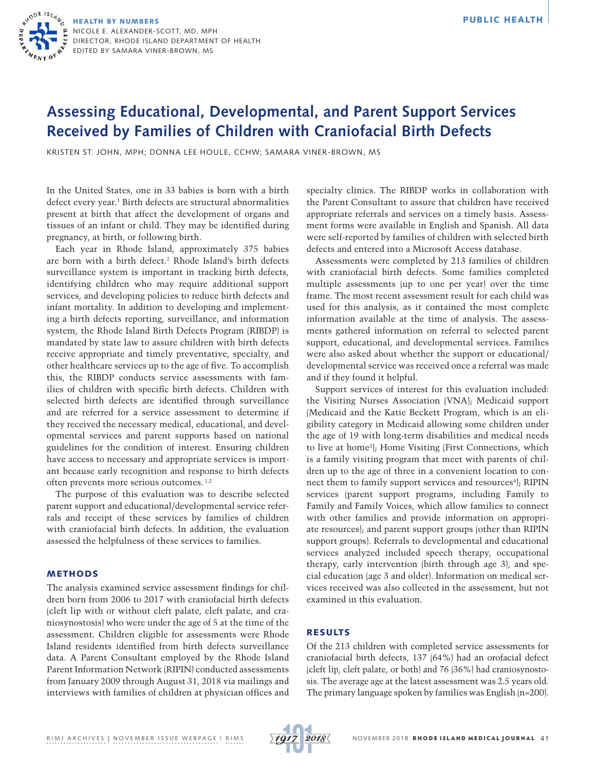HEALTH BY NUMBERS
NICOLE E. ALEXANDER-SCOTT, MD, MPH
DIRECTOR, RHODE ISLAND DEPARTMENT OF HEALTH
EDITED BY SAMARA VINER-BROWN, MS

# Assessing Educational, Developmental, and Parent Support Services Received by Families of Children with Craniofacial Birth Defects

KRISTEN ST. JOHN, MPH; DONNA LEE HOULE, CCHW; SAMARA VINER-BROWN, MS

In the United States, one in 33 babies is born with a birth defect every year.[1] Birth defects are structural abnormalities present at birth that affect the development of organs and tissues of an infant or child. They may be identified during pregnancy, at birth, or following birth.

Each year in Rhode Island, approximately 375 babies are born with a birth defect.[2] Rhode Island's birth defects surveillance system is important in tracking birth defects, identifying children who may require additional support services, and developing policies to reduce birth defects and infant mortality. In addition to developing and implementing a birth defects reporting, surveillance, and information system, the Rhode Island Birth Defects Program (RIBDP) is mandated by state law to assure children with birth defects receive appropriate and timely preventative, specialty, and other healthcare services up to the age of five. To accomplish this, the RIBDP conducts service assessments with families of children with specific birth defects. Children with selected birth defects are identified through surveillance and are referred for a service assessment to determine if they received the necessary medical, educational, and developmental services and parent supports based on national guidelines for the condition of interest. Ensuring children have access to necessary and appropriate services is important because early recognition and response to birth defects often prevents more serious outcomes.[1,2]

The purpose of this evaluation was to describe selected parent support and educational/developmental service referrals and receipt of these services by families of children with craniofacial birth defects. In addition, the evaluation assessed the helpfulness of these services to families.

## METHODS

The analysis examined service assessment findings for children born from 2006 to 2017 with craniofacial birth defects (cleft lip with or without cleft palate, cleft palate, and craniosynostosis) who were under the age of 5 at the time of the assessment. Children eligible for assessments were Rhode Island residents identified from birth defects surveillance data. A Parent Consultant employed by the Rhode Island Parent Information Network (RIPIN) conducted assessments from January 2009 through August 31, 2018 via mailings and interviews with families of children at physician offices and specialty clinics. The RIBDP works in collaboration with the Parent Consultant to assure that children have received appropriate referrals and services on a timely basis. Assessment forms were available in English and Spanish. All data were self-reported by families of children with selected birth defects and entered into a Microsoft Access database.

Assessments were completed by 213 families of children with craniofacial birth defects. Some families completed multiple assessments (up to one per year) over the time frame. The most recent assessment result for each child was used for this analysis, as it contained the most complete information available at the time of analysis. The assessments gathered information on referral to selected parent support, educational, and developmental services. Families were also asked about whether the support or educational/developmental service was received once a referral was made and if they found it helpful.

Support services of interest for this evaluation included: the Visiting Nurses Association (VNA); Medicaid support (Medicaid and the Katie Beckett Program, which is an eligibility category in Medicaid allowing some children under the age of 19 with long-term disabilities and medical needs to live at home[3]); Home Visiting (First Connections, which is a family visiting program that meet with parents of children up to the age of three in a convenient location to connect them to family support services and resources[4]); RIPIN services (parent support programs, including Family to Family and Family Voices, which allow families to connect with other families and provide information on appropriate resources); and parent support groups (other than RIPIN support groups). Referrals to developmental and educational services analyzed included speech therapy, occupational therapy, early intervention (birth through age 3), and special education (age 3 and older). Information on medical services received was also collected in the assessment, but not examined in this evaluation.

## RESULTS

Of the 213 children with completed service assessments for craniofacial birth defects, 137 (64%) had an orofacial defect (cleft lip, cleft palate, or both) and 76 (36%) had craniosynostosis. The average age at the latest assessment was 2.5 years old. The primary language spoken by families was English (n=200).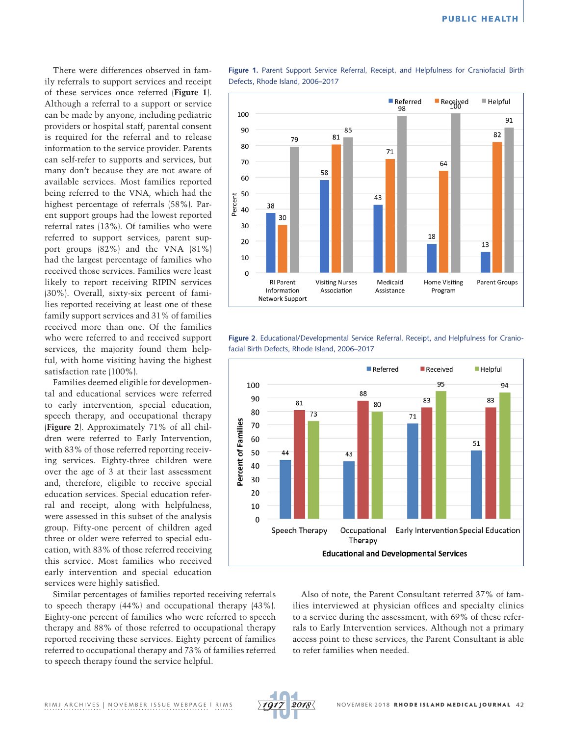There were differences observed in family referrals to support services and receipt of these services once referred (**Figure 1**). Although a referral to a support or service can be made by anyone, including pediatric providers or hospital staff, parental consent is required for the referral and to release information to the service provider. Parents can self-refer to supports and services, but many don't because they are not aware of available services. Most families reported being referred to the VNA, which had the highest percentage of referrals (58%). Parent support groups had the lowest reported referral rates (13%). Of families who were referred to support services, parent support groups (82%) and the VNA (81%) had the largest percentage of families who received those services. Families were least likely to report receiving RIPIN services (30%). Overall, sixty-six percent of families reported receiving at least one of these family support services and 31% of families received more than one. Of the families who were referred to and received support services, the majority found them helpful, with home visiting having the highest satisfaction rate (100%).

Families deemed eligible for developmental and educational services were referred to early intervention, special education, speech therapy, and occupational therapy (**Figure 2**). Approximately 71% of all children were referred to Early Intervention, with 83% of those referred reporting receiving services. Eighty-three children were over the age of 3 at their last assessment and, therefore, eligible to receive special education services. Special education referral and receipt, along with helpfulness, were assessed in this subset of the analysis group. Fifty-one percent of children aged three or older were referred to special education, with 83% of those referred receiving this service. Most families who received early intervention and special education services were highly satisfied.

Similar percentages of families reported receiving referrals to speech therapy (44%) and occupational therapy (43%). Eighty-one percent of families who were referred to speech therapy and 88% of those referred to occupational therapy reported receiving these services. Eighty percent of families referred to occupational therapy and 73% of families referred to speech therapy found the service helpful.

Also of note, the Parent Consultant referred 37% of families interviewed at physician offices and specialty clinics to a service during the assessment, with 69% of these referrals to Early Intervention services. Although not a primary access point to these services, the Parent Consultant is able to refer families when needed.

**Figure 1.** Parent Support Service Referral, Receipt, and Helpfulness for Craniofacial Birth Defects, Rhode Island, 2006–2017

| Service | Referred (%) | Received (%) | Helpful (%) |
|---|---|---|---|
| RI Parent Information Network Support | 38 | 30 | 79 |
| Visiting Nurses Association | 58 | 81 | 85 |
| Medicaid Assistance | 43 | 71 | 98 |
| Home Visiting Program | 18 | 64 | 100 |
| Parent Groups | 13 | 82 | 91 |

**Figure 2**. Educational/Developmental Service Referral, Receipt, and Helpfulness for Craniofacial Birth Defects, Rhode Island, 2006–2017

| Educational and Developmental Services | Referred (%) | Received (%) | Helpful (%) |
|---|---|---|---|
| Speech Therapy | 44 | 81 | 73 |
| Occupational Therapy | 43 | 88 | 80 |
| Early Intervention | 71 | 83 | 95 |
| Special Education | 51 | 83 | 94 |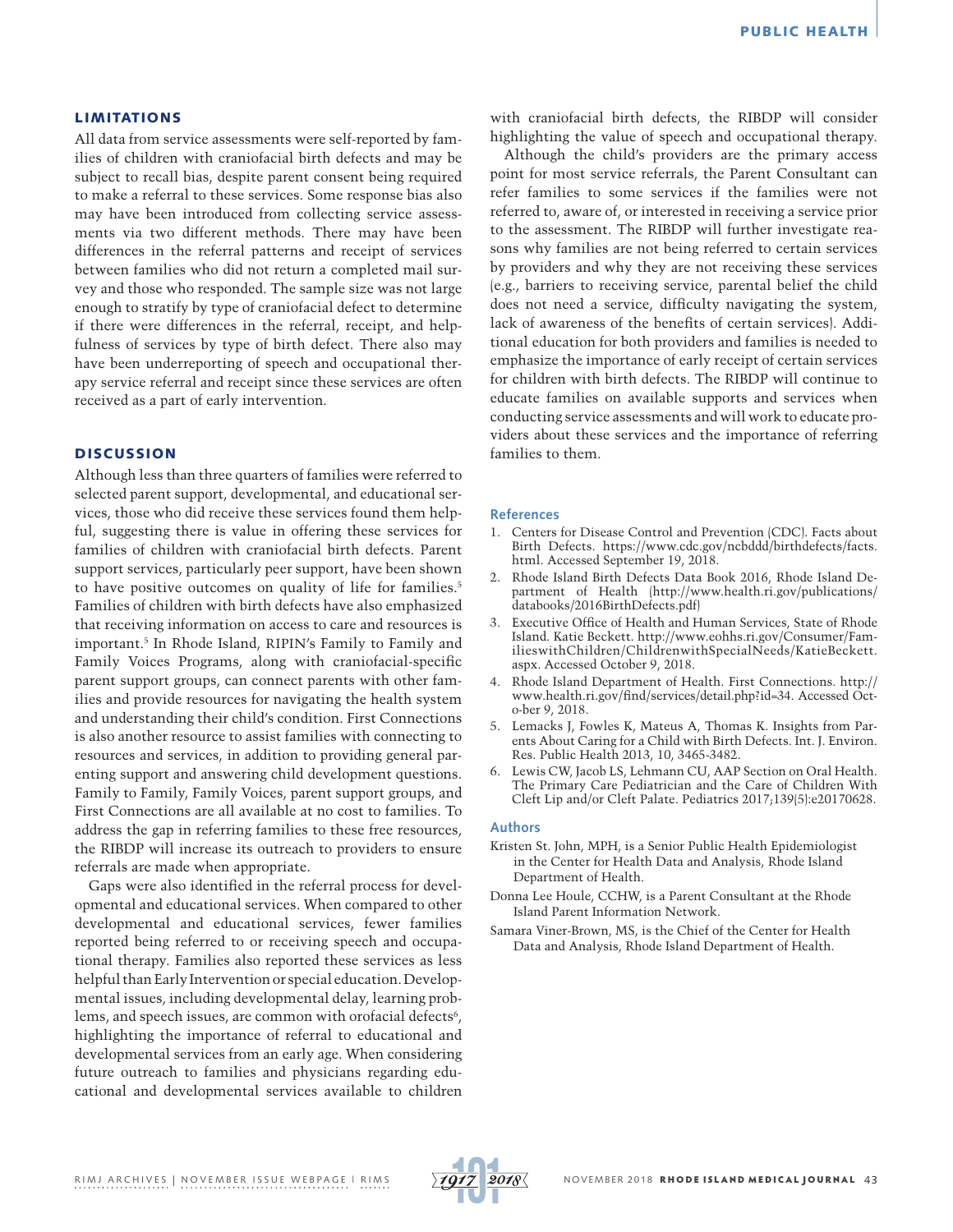## LIMITATIONS

All data from service assessments were self-reported by families of children with craniofacial birth defects and may be subject to recall bias, despite parent consent being required to make a referral to these services. Some response bias also may have been introduced from collecting service assessments via two different methods. There may have been differences in the referral patterns and receipt of services between families who did not return a completed mail survey and those who responded. The sample size was not large enough to stratify by type of craniofacial defect to determine if there were differences in the referral, receipt, and helpfulness of services by type of birth defect. There also may have been underreporting of speech and occupational therapy service referral and receipt since these services are often received as a part of early intervention.

## DISCUSSION

Although less than three quarters of families were referred to selected parent support, developmental, and educational services, those who did receive these services found them helpful, suggesting there is value in offering these services for families of children with craniofacial birth defects. Parent support services, particularly peer support, have been shown to have positive outcomes on quality of life for families.[5] Families of children with birth defects have also emphasized that receiving information on access to care and resources is important.[5] In Rhode Island, RIPIN's Family to Family and Family Voices Programs, along with craniofacial-specific parent support groups, can connect parents with other families and provide resources for navigating the health system and understanding their child's condition. First Connections is also another resource to assist families with connecting to resources and services, in addition to providing general parenting support and answering child development questions. Family to Family, Family Voices, parent support groups, and First Connections are all available at no cost to families. To address the gap in referring families to these free resources, the RIBDP will increase its outreach to providers to ensure referrals are made when appropriate.

Gaps were also identified in the referral process for developmental and educational services. When compared to other developmental and educational services, fewer families reported being referred to or receiving speech and occupational therapy. Families also reported these services as less helpful than Early Intervention or special education. Developmental issues, including developmental delay, learning problems, and speech issues, are common with orofacial defects[6], highlighting the importance of referral to educational and developmental services from an early age. When considering future outreach to families and physicians regarding educational and developmental services available to children with craniofacial birth defects, the RIBDP will consider highlighting the value of speech and occupational therapy.

Although the child's providers are the primary access point for most service referrals, the Parent Consultant can refer families to some services if the families were not referred to, aware of, or interested in receiving a service prior to the assessment. The RIBDP will further investigate reasons why families are not being referred to certain services by providers and why they are not receiving these services (e.g., barriers to receiving service, parental belief the child does not need a service, difficulty navigating the system, lack of awareness of the benefits of certain services). Additional education for both providers and families is needed to emphasize the importance of early receipt of certain services for children with birth defects. The RIBDP will continue to educate families on available supports and services when conducting service assessments and will work to educate providers about these services and the importance of referring families to them.

### References

1. Centers for Disease Control and Prevention (CDC). Facts about Birth Defects. https://www.cdc.gov/ncbddd/birthdefects/facts.html. Accessed September 19, 2018.
2. Rhode Island Birth Defects Data Book 2016, Rhode Island Department of Health (http://www.health.ri.gov/publications/databooks/2016BirthDefects.pdf)
3. Executive Office of Health and Human Services, State of Rhode Island. Katie Beckett. http://www.eohhs.ri.gov/Consumer/FamilieswithChildren/ChildrenwithSpecialNeeds/KatieBeckett.aspx. Accessed October 9, 2018.
4. Rhode Island Department of Health. First Connections. http://www.health.ri.gov/find/services/detail.php?id=34. Accessed Octo-ber 9, 2018.
5. Lemacks J, Fowles K, Mateus A, Thomas K. Insights from Parents About Caring for a Child with Birth Defects. Int. J. Environ. Res. Public Health 2013, 10, 3465-3482.
6. Lewis CW, Jacob LS, Lehmann CU, AAP Section on Oral Health. The Primary Care Pediatrician and the Care of Children With Cleft Lip and/or Cleft Palate. Pediatrics 2017;139(5):e20170628.

### Authors

Kristen St. John, MPH, is a Senior Public Health Epidemiologist in the Center for Health Data and Analysis, Rhode Island Department of Health.

Donna Lee Houle, CCHW, is a Parent Consultant at the Rhode Island Parent Information Network.

Samara Viner-Brown, MS, is the Chief of the Center for Health Data and Analysis, Rhode Island Department of Health.